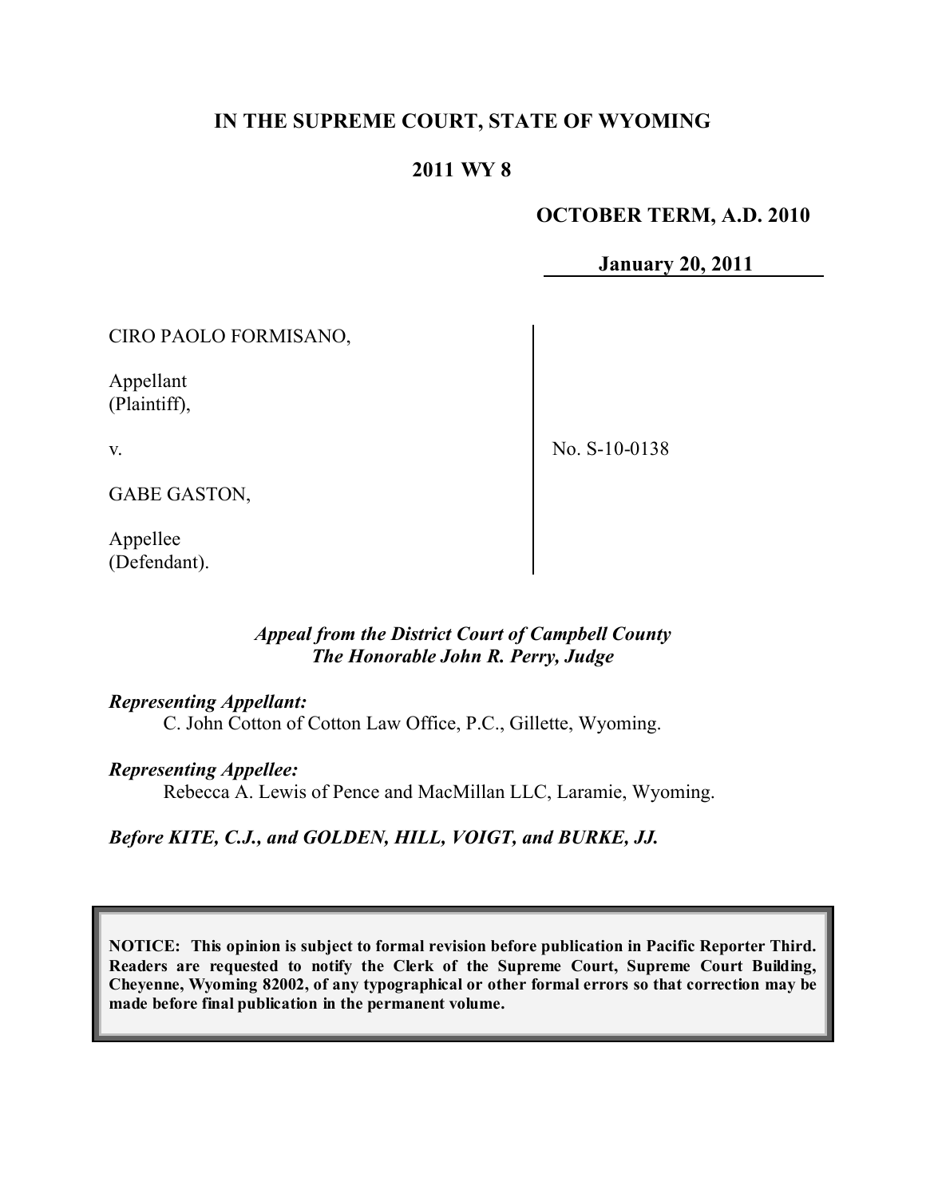**IN THE SUPREME COURT, STATE OF WYOMING**

**2011 WY 8**

**OCTOBER TERM, A.D. 2010**

**January 20, 2011**

| | |
|---|---|
| CIRO PAOLO FORMISANO,<br><br>Appellant<br>(Plaintiff),<br><br>v.<br><br>GABE GASTON,<br><br>Appellee<br>(Defendant). | No. S-10-0138 |

***Appeal from the District Court of Campbell County***
***The Honorable John R. Perry, Judge***

***Representing Appellant:***
C. John Cotton of Cotton Law Office, P.C., Gillette, Wyoming.

***Representing Appellee:***
Rebecca A. Lewis of Pence and MacMillan LLC, Laramie, Wyoming.

***Before KITE, C.J., and GOLDEN, HILL, VOIGT, and BURKE, JJ.***

**NOTICE: This opinion is subject to formal revision before publication in Pacific Reporter Third. Readers are requested to notify the Clerk of the Supreme Court, Supreme Court Building, Cheyenne, Wyoming 82002, of any typographical or other formal errors so that correction may be made before final publication in the permanent volume.**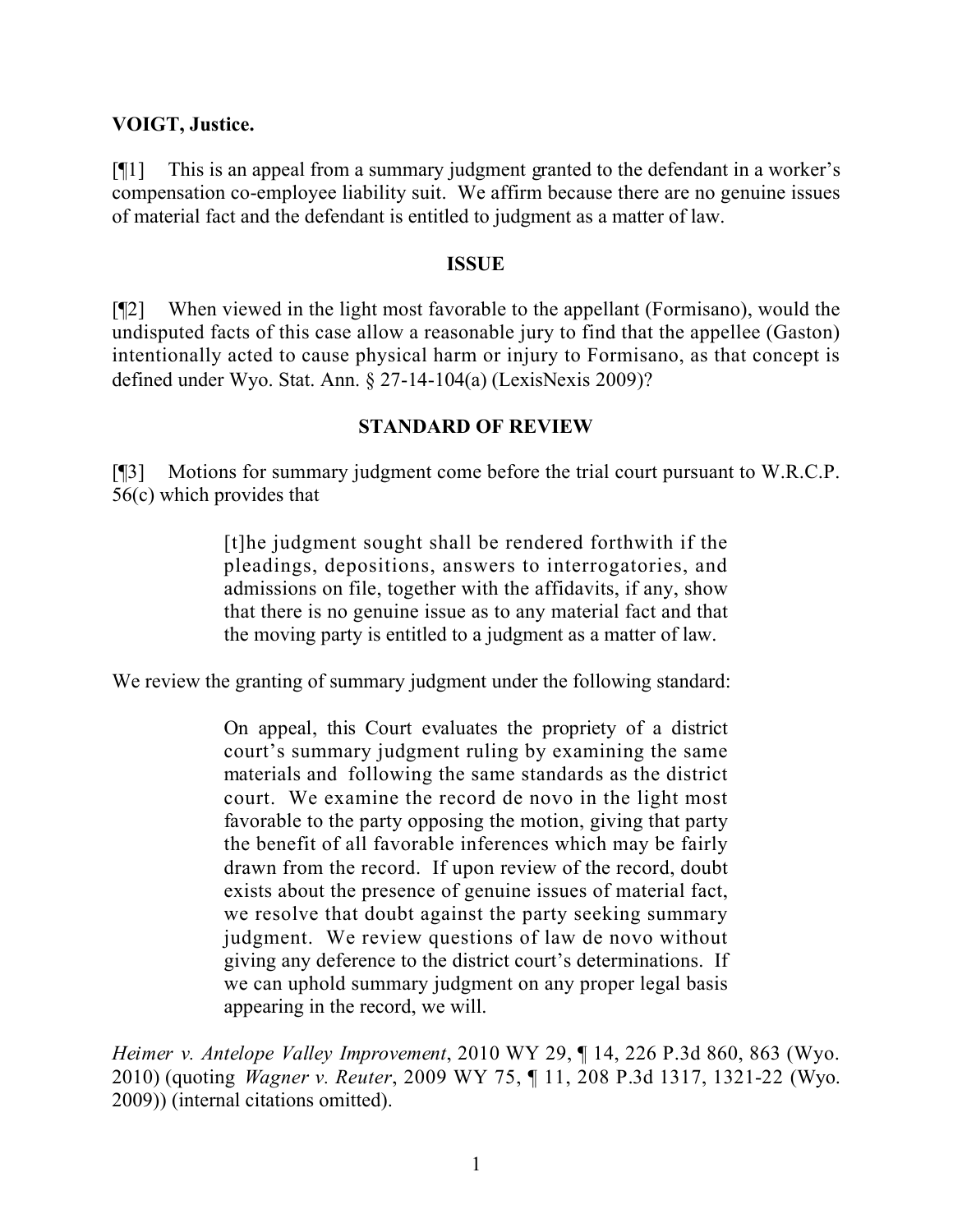**VOIGT, Justice.**

[¶1] This is an appeal from a summary judgment granted to the defendant in a worker's compensation co-employee liability suit. We affirm because there are no genuine issues of material fact and the defendant is entitled to judgment as a matter of law.

## ISSUE

[¶2] When viewed in the light most favorable to the appellant (Formisano), would the undisputed facts of this case allow a reasonable jury to find that the appellee (Gaston) intentionally acted to cause physical harm or injury to Formisano, as that concept is defined under Wyo. Stat. Ann. § 27-14-104(a) (LexisNexis 2009)?

## STANDARD OF REVIEW

[¶3] Motions for summary judgment come before the trial court pursuant to W.R.C.P. 56(c) which provides that

> [t]he judgment sought shall be rendered forthwith if the pleadings, depositions, answers to interrogatories, and admissions on file, together with the affidavits, if any, show that there is no genuine issue as to any material fact and that the moving party is entitled to a judgment as a matter of law.

We review the granting of summary judgment under the following standard:

> On appeal, this Court evaluates the propriety of a district court's summary judgment ruling by examining the same materials and following the same standards as the district court. We examine the record de novo in the light most favorable to the party opposing the motion, giving that party the benefit of all favorable inferences which may be fairly drawn from the record. If upon review of the record, doubt exists about the presence of genuine issues of material fact, we resolve that doubt against the party seeking summary judgment. We review questions of law de novo without giving any deference to the district court's determinations. If we can uphold summary judgment on any proper legal basis appearing in the record, we will.

*Heimer v. Antelope Valley Improvement*, 2010 WY 29, ¶ 14, 226 P.3d 860, 863 (Wyo. 2010) (quoting *Wagner v. Reuter*, 2009 WY 75, ¶ 11, 208 P.3d 1317, 1321-22 (Wyo. 2009)) (internal citations omitted).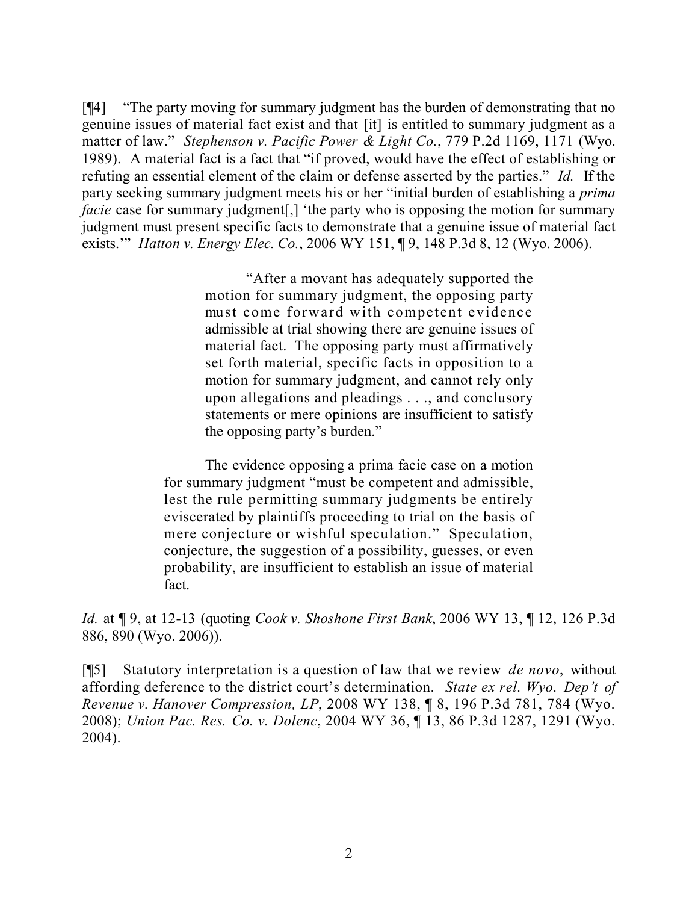[¶4] "The party moving for summary judgment has the burden of demonstrating that no genuine issues of material fact exist and that [it] is entitled to summary judgment as a matter of law." *Stephenson v. Pacific Power & Light Co.*, 779 P.2d 1169, 1171 (Wyo. 1989). A material fact is a fact that "if proved, would have the effect of establishing or refuting an essential element of the claim or defense asserted by the parties." *Id.* If the party seeking summary judgment meets his or her "initial burden of establishing a *prima facie* case for summary judgment[,] 'the party who is opposing the motion for summary judgment must present specific facts to demonstrate that a genuine issue of material fact exists.'" *Hatton v. Energy Elec. Co.*, 2006 WY 151, ¶ 9, 148 P.3d 8, 12 (Wyo. 2006).

> "After a movant has adequately supported the motion for summary judgment, the opposing party must come forward with competent evidence admissible at trial showing there are genuine issues of material fact. The opposing party must affirmatively set forth material, specific facts in opposition to a motion for summary judgment, and cannot rely only upon allegations and pleadings . . ., and conclusory statements or mere opinions are insufficient to satisfy the opposing party's burden."
>
> The evidence opposing a prima facie case on a motion for summary judgment "must be competent and admissible, lest the rule permitting summary judgments be entirely eviscerated by plaintiffs proceeding to trial on the basis of mere conjecture or wishful speculation." Speculation, conjecture, the suggestion of a possibility, guesses, or even probability, are insufficient to establish an issue of material fact.

*Id.* at ¶ 9, at 12-13 (quoting *Cook v. Shoshone First Bank*, 2006 WY 13, ¶ 12, 126 P.3d 886, 890 (Wyo. 2006)).

[¶5] Statutory interpretation is a question of law that we review *de novo*, without affording deference to the district court's determination. *State ex rel. Wyo. Dep't of Revenue v. Hanover Compression, LP*, 2008 WY 138, ¶ 8, 196 P.3d 781, 784 (Wyo. 2008); *Union Pac. Res. Co. v. Dolenc*, 2004 WY 36, ¶ 13, 86 P.3d 1287, 1291 (Wyo. 2004).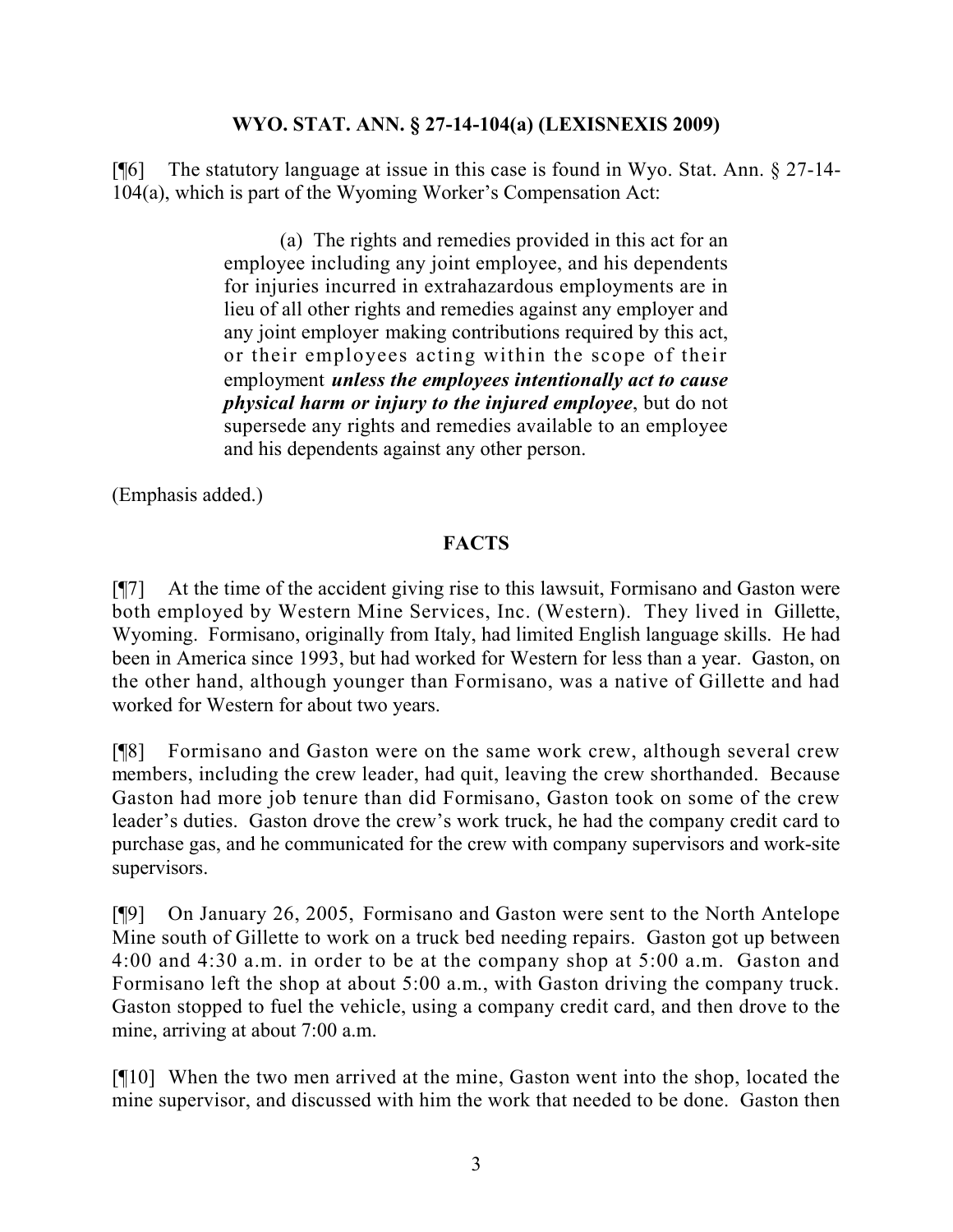## WYO. STAT. ANN. § 27-14-104(a) (LEXISNEXIS 2009)

[¶6] The statutory language at issue in this case is found in Wyo. Stat. Ann. § 27-14-104(a), which is part of the Wyoming Worker's Compensation Act:

> (a) The rights and remedies provided in this act for an employee including any joint employee, and his dependents for injuries incurred in extrahazardous employments are in lieu of all other rights and remedies against any employer and any joint employer making contributions required by this act, or their employees acting within the scope of their employment ***unless the employees intentionally act to cause physical harm or injury to the injured employee***, but do not supersede any rights and remedies available to an employee and his dependents against any other person.

(Emphasis added.)

## FACTS

[¶7] At the time of the accident giving rise to this lawsuit, Formisano and Gaston were both employed by Western Mine Services, Inc. (Western). They lived in Gillette, Wyoming. Formisano, originally from Italy, had limited English language skills. He had been in America since 1993, but had worked for Western for less than a year. Gaston, on the other hand, although younger than Formisano, was a native of Gillette and had worked for Western for about two years.

[¶8] Formisano and Gaston were on the same work crew, although several crew members, including the crew leader, had quit, leaving the crew shorthanded. Because Gaston had more job tenure than did Formisano, Gaston took on some of the crew leader's duties. Gaston drove the crew's work truck, he had the company credit card to purchase gas, and he communicated for the crew with company supervisors and work-site supervisors.

[¶9] On January 26, 2005, Formisano and Gaston were sent to the North Antelope Mine south of Gillette to work on a truck bed needing repairs. Gaston got up between 4:00 and 4:30 a.m. in order to be at the company shop at 5:00 a.m. Gaston and Formisano left the shop at about 5:00 a.m., with Gaston driving the company truck. Gaston stopped to fuel the vehicle, using a company credit card, and then drove to the mine, arriving at about 7:00 a.m.

[¶10] When the two men arrived at the mine, Gaston went into the shop, located the mine supervisor, and discussed with him the work that needed to be done. Gaston then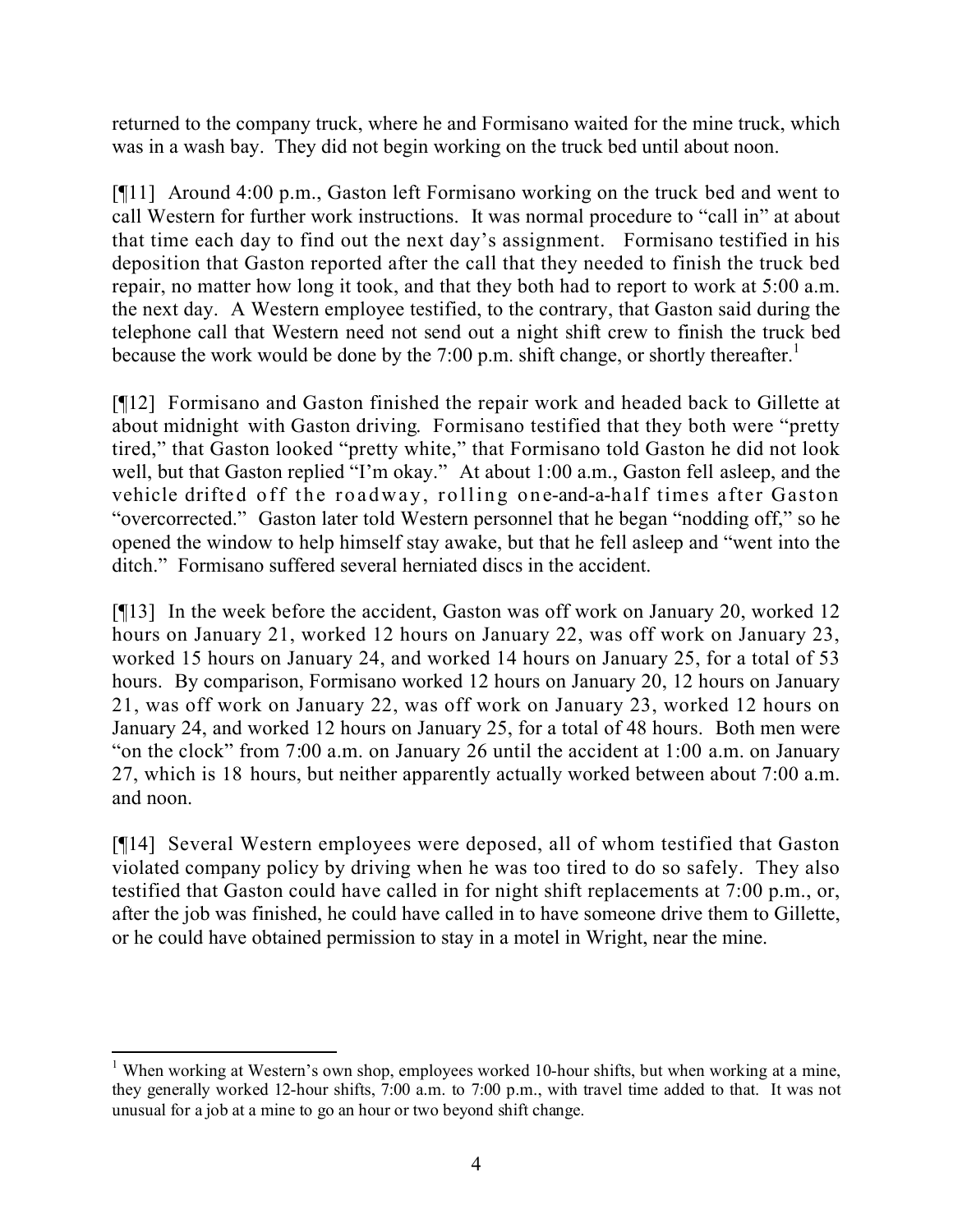returned to the company truck, where he and Formisano waited for the mine truck, which was in a wash bay. They did not begin working on the truck bed until about noon.

[¶11] Around 4:00 p.m., Gaston left Formisano working on the truck bed and went to call Western for further work instructions. It was normal procedure to "call in" at about that time each day to find out the next day's assignment. Formisano testified in his deposition that Gaston reported after the call that they needed to finish the truck bed repair, no matter how long it took, and that they both had to report to work at 5:00 a.m. the next day. A Western employee testified, to the contrary, that Gaston said during the telephone call that Western need not send out a night shift crew to finish the truck bed because the work would be done by the 7:00 p.m. shift change, or shortly thereafter.[1]

[¶12] Formisano and Gaston finished the repair work and headed back to Gillette at about midnight with Gaston driving. Formisano testified that they both were "pretty tired," that Gaston looked "pretty white," that Formisano told Gaston he did not look well, but that Gaston replied "I'm okay." At about 1:00 a.m., Gaston fell asleep, and the vehicle drifted off the roadway, rolling one-and-a-half times after Gaston "overcorrected." Gaston later told Western personnel that he began "nodding off," so he opened the window to help himself stay awake, but that he fell asleep and "went into the ditch." Formisano suffered several herniated discs in the accident.

[¶13] In the week before the accident, Gaston was off work on January 20, worked 12 hours on January 21, worked 12 hours on January 22, was off work on January 23, worked 15 hours on January 24, and worked 14 hours on January 25, for a total of 53 hours. By comparison, Formisano worked 12 hours on January 20, 12 hours on January 21, was off work on January 22, was off work on January 23, worked 12 hours on January 24, and worked 12 hours on January 25, for a total of 48 hours. Both men were "on the clock" from 7:00 a.m. on January 26 until the accident at 1:00 a.m. on January 27, which is 18 hours, but neither apparently actually worked between about 7:00 a.m. and noon.

[¶14] Several Western employees were deposed, all of whom testified that Gaston violated company policy by driving when he was too tired to do so safely. They also testified that Gaston could have called in for night shift replacements at 7:00 p.m., or, after the job was finished, he could have called in to have someone drive them to Gillette, or he could have obtained permission to stay in a motel in Wright, near the mine.

---

[1] When working at Western's own shop, employees worked 10-hour shifts, but when working at a mine, they generally worked 12-hour shifts, 7:00 a.m. to 7:00 p.m., with travel time added to that. It was not unusual for a job at a mine to go an hour or two beyond shift change.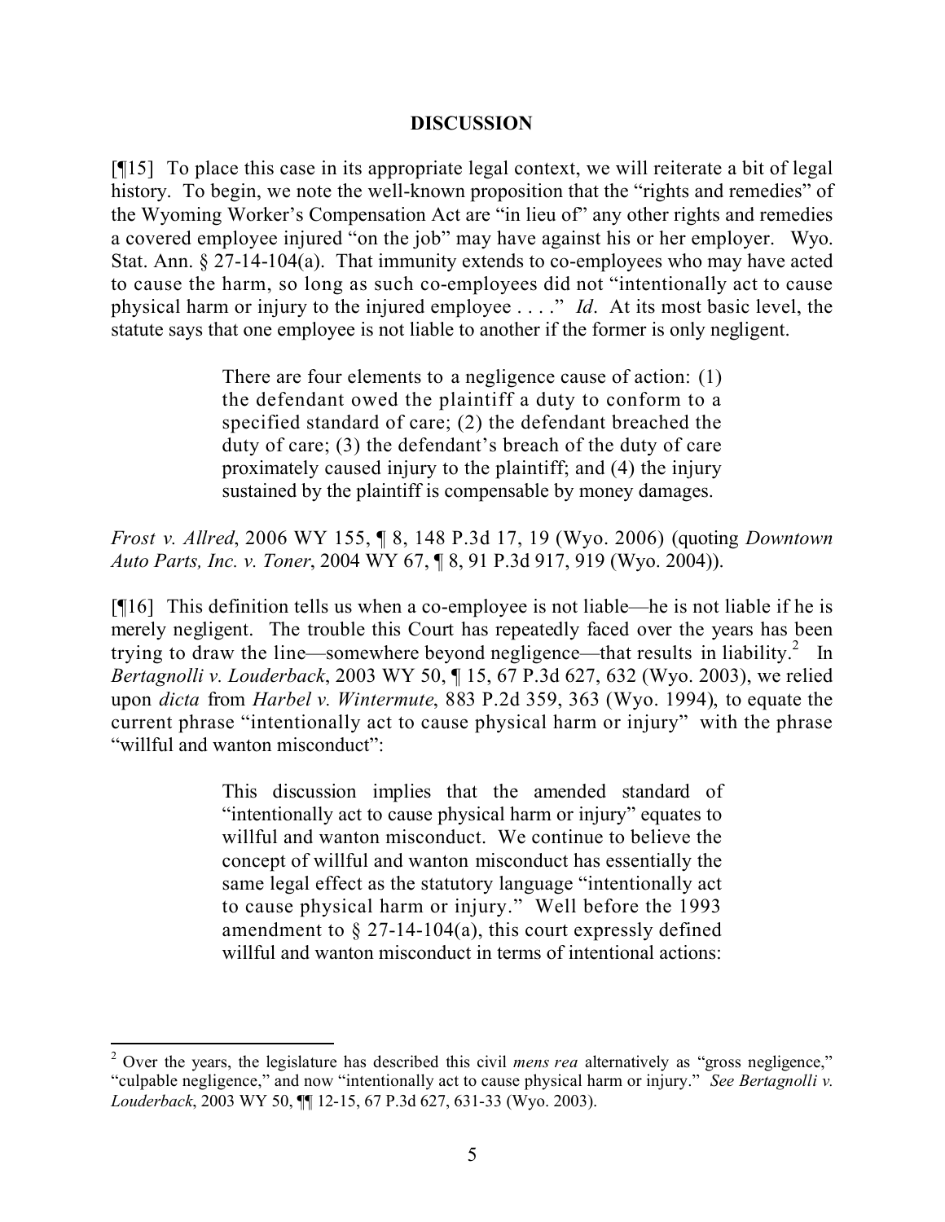## DISCUSSION

[¶15] To place this case in its appropriate legal context, we will reiterate a bit of legal history. To begin, we note the well-known proposition that the "rights and remedies" of the Wyoming Worker's Compensation Act are "in lieu of" any other rights and remedies a covered employee injured "on the job" may have against his or her employer. Wyo. Stat. Ann. § 27-14-104(a). That immunity extends to co-employees who may have acted to cause the harm, so long as such co-employees did not "intentionally act to cause physical harm or injury to the injured employee . . . ." *Id*. At its most basic level, the statute says that one employee is not liable to another if the former is only negligent.

> There are four elements to a negligence cause of action: (1) the defendant owed the plaintiff a duty to conform to a specified standard of care; (2) the defendant breached the duty of care; (3) the defendant's breach of the duty of care proximately caused injury to the plaintiff; and (4) the injury sustained by the plaintiff is compensable by money damages.

*Frost v. Allred*, 2006 WY 155, ¶ 8, 148 P.3d 17, 19 (Wyo. 2006) (quoting *Downtown Auto Parts, Inc. v. Toner*, 2004 WY 67, ¶ 8, 91 P.3d 917, 919 (Wyo. 2004)).

[¶16] This definition tells us when a co-employee is not liable—he is not liable if he is merely negligent. The trouble this Court has repeatedly faced over the years has been trying to draw the line—somewhere beyond negligence—that results in liability.[2] In *Bertagnolli v. Louderback*, 2003 WY 50, ¶ 15, 67 P.3d 627, 632 (Wyo. 2003), we relied upon *dicta* from *Harbel v. Wintermute*, 883 P.2d 359, 363 (Wyo. 1994), to equate the current phrase "intentionally act to cause physical harm or injury" with the phrase "willful and wanton misconduct":

> This discussion implies that the amended standard of "intentionally act to cause physical harm or injury" equates to willful and wanton misconduct. We continue to believe the concept of willful and wanton misconduct has essentially the same legal effect as the statutory language "intentionally act to cause physical harm or injury." Well before the 1993 amendment to § 27-14-104(a), this court expressly defined willful and wanton misconduct in terms of intentional actions:

[2] Over the years, the legislature has described this civil *mens rea* alternatively as "gross negligence," "culpable negligence," and now "intentionally act to cause physical harm or injury." *See Bertagnolli v. Louderback*, 2003 WY 50, ¶¶ 12-15, 67 P.3d 627, 631-33 (Wyo. 2003).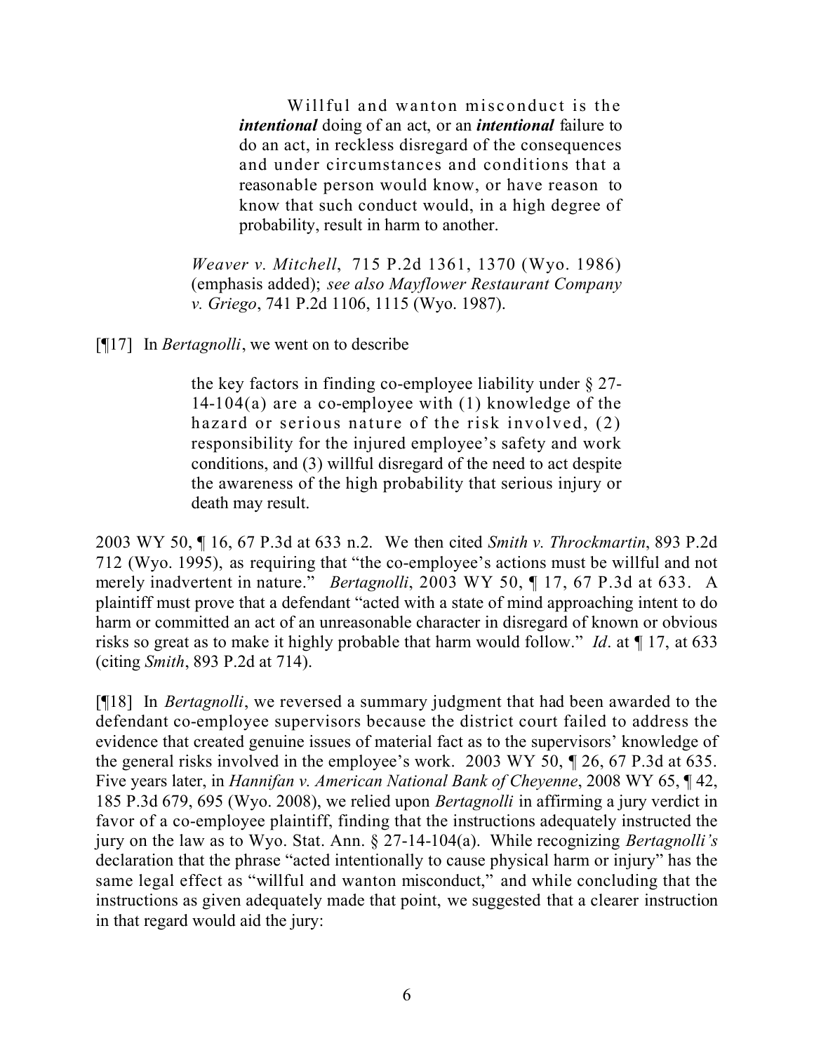> Willful and wanton misconduct is the ***intentional*** doing of an act, or an ***intentional*** failure to do an act, in reckless disregard of the consequences and under circumstances and conditions that a reasonable person would know, or have reason to know that such conduct would, in a high degree of probability, result in harm to another.
>
> *Weaver v. Mitchell*, 715 P.2d 1361, 1370 (Wyo. 1986) (emphasis added); *see also Mayflower Restaurant Company v. Griego*, 741 P.2d 1106, 1115 (Wyo. 1987).

[¶17] In *Bertagnolli*, we went on to describe

> the key factors in finding co-employee liability under § 27-14-104(a) are a co-employee with (1) knowledge of the hazard or serious nature of the risk involved, (2) responsibility for the injured employee's safety and work conditions, and (3) willful disregard of the need to act despite the awareness of the high probability that serious injury or death may result.

2003 WY 50, ¶ 16, 67 P.3d at 633 n.2. We then cited *Smith v. Throckmartin*, 893 P.2d 712 (Wyo. 1995), as requiring that "the co-employee's actions must be willful and not merely inadvertent in nature." *Bertagnolli*, 2003 WY 50, ¶ 17, 67 P.3d at 633. A plaintiff must prove that a defendant "acted with a state of mind approaching intent to do harm or committed an act of an unreasonable character in disregard of known or obvious risks so great as to make it highly probable that harm would follow." *Id*. at ¶ 17, at 633 (citing *Smith*, 893 P.2d at 714).

[¶18] In *Bertagnolli*, we reversed a summary judgment that had been awarded to the defendant co-employee supervisors because the district court failed to address the evidence that created genuine issues of material fact as to the supervisors' knowledge of the general risks involved in the employee's work. 2003 WY 50, ¶ 26, 67 P.3d at 635. Five years later, in *Hannifan v. American National Bank of Cheyenne*, 2008 WY 65, ¶ 42, 185 P.3d 679, 695 (Wyo. 2008), we relied upon *Bertagnolli* in affirming a jury verdict in favor of a co-employee plaintiff, finding that the instructions adequately instructed the jury on the law as to Wyo. Stat. Ann. § 27-14-104(a). While recognizing *Bertagnolli's* declaration that the phrase "acted intentionally to cause physical harm or injury" has the same legal effect as "willful and wanton misconduct," and while concluding that the instructions as given adequately made that point, we suggested that a clearer instruction in that regard would aid the jury: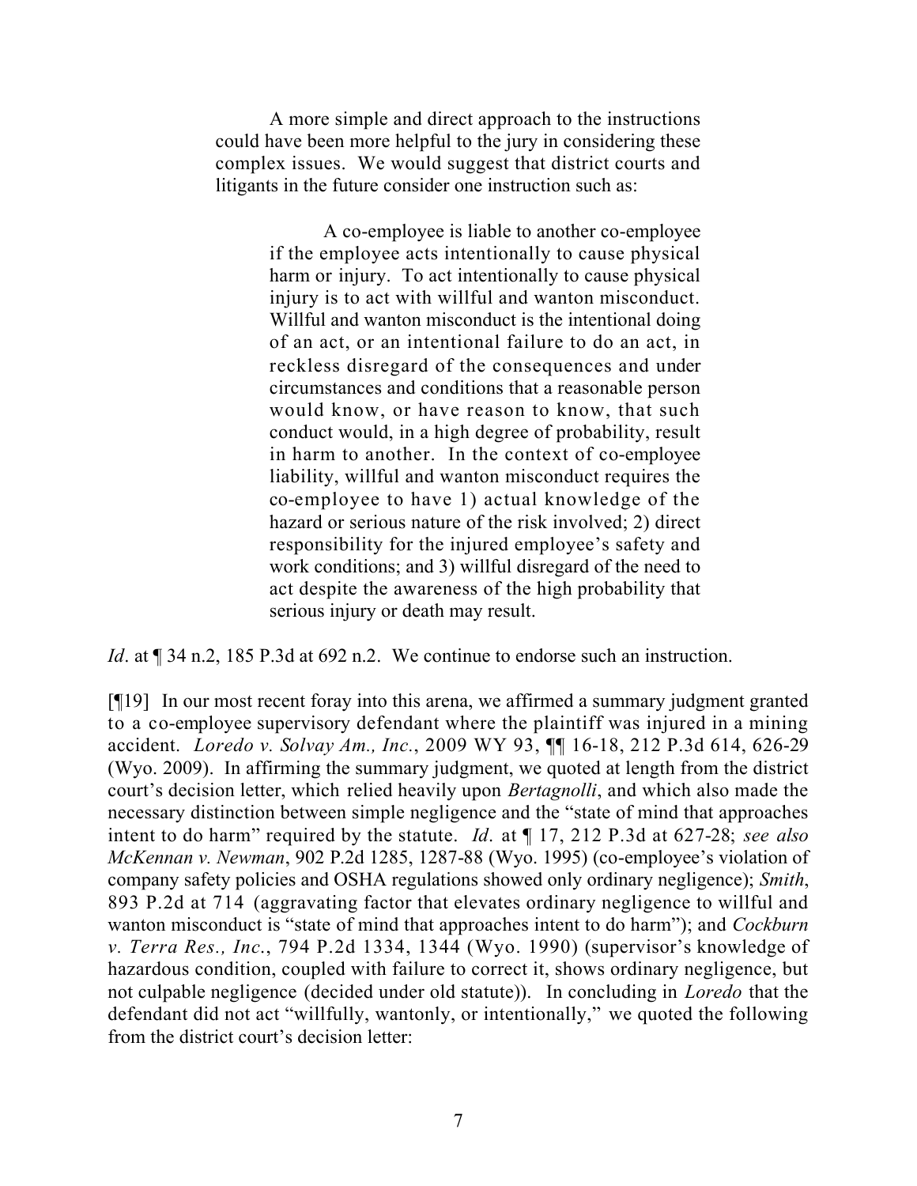> A more simple and direct approach to the instructions could have been more helpful to the jury in considering these complex issues. We would suggest that district courts and litigants in the future consider one instruction such as:
>
> > A co-employee is liable to another co-employee if the employee acts intentionally to cause physical harm or injury. To act intentionally to cause physical injury is to act with willful and wanton misconduct. Willful and wanton misconduct is the intentional doing of an act, or an intentional failure to do an act, in reckless disregard of the consequences and under circumstances and conditions that a reasonable person would know, or have reason to know, that such conduct would, in a high degree of probability, result in harm to another. In the context of co-employee liability, willful and wanton misconduct requires the co-employee to have 1) actual knowledge of the hazard or serious nature of the risk involved; 2) direct responsibility for the injured employee's safety and work conditions; and 3) willful disregard of the need to act despite the awareness of the high probability that serious injury or death may result.

*Id*. at ¶ 34 n.2, 185 P.3d at 692 n.2. We continue to endorse such an instruction.

[¶19] In our most recent foray into this arena, we affirmed a summary judgment granted to a co-employee supervisory defendant where the plaintiff was injured in a mining accident. *Loredo v. Solvay Am., Inc.*, 2009 WY 93, ¶¶ 16-18, 212 P.3d 614, 626-29 (Wyo. 2009). In affirming the summary judgment, we quoted at length from the district court's decision letter, which relied heavily upon *Bertagnolli*, and which also made the necessary distinction between simple negligence and the "state of mind that approaches intent to do harm" required by the statute. *Id*. at ¶ 17, 212 P.3d at 627-28; *see also McKennan v. Newman*, 902 P.2d 1285, 1287-88 (Wyo. 1995) (co-employee's violation of company safety policies and OSHA regulations showed only ordinary negligence); *Smith*, 893 P.2d at 714 (aggravating factor that elevates ordinary negligence to willful and wanton misconduct is "state of mind that approaches intent to do harm"); and *Cockburn v. Terra Res., Inc.*, 794 P.2d 1334, 1344 (Wyo. 1990) (supervisor's knowledge of hazardous condition, coupled with failure to correct it, shows ordinary negligence, but not culpable negligence (decided under old statute)). In concluding in *Loredo* that the defendant did not act "willfully, wantonly, or intentionally," we quoted the following from the district court's decision letter: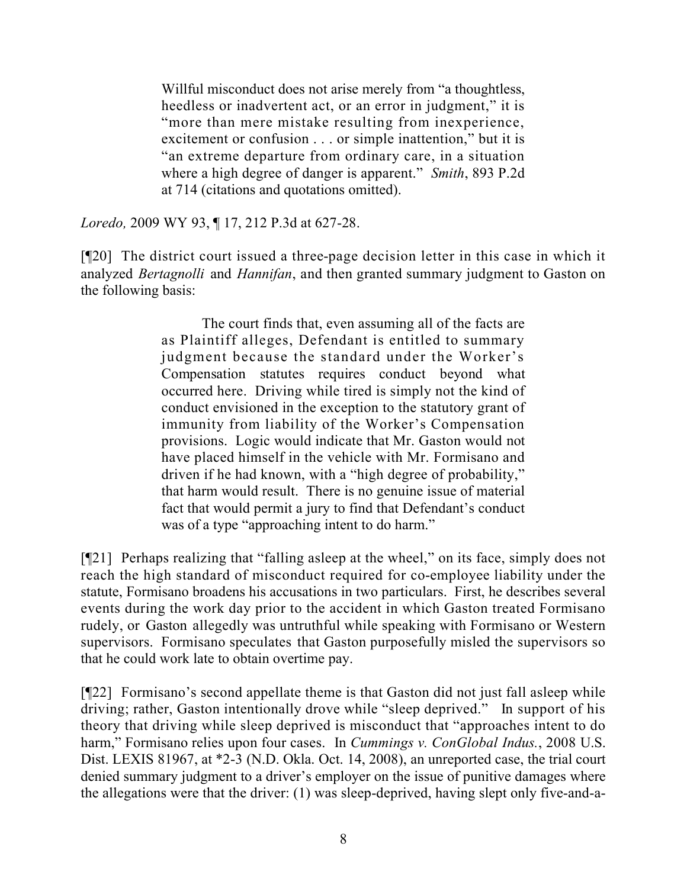> Willful misconduct does not arise merely from "a thoughtless, heedless or inadvertent act, or an error in judgment," it is "more than mere mistake resulting from inexperience, excitement or confusion . . . or simple inattention," but it is "an extreme departure from ordinary care, in a situation where a high degree of danger is apparent." *Smith*, 893 P.2d at 714 (citations and quotations omitted).

*Loredo,* 2009 WY 93, ¶ 17, 212 P.3d at 627-28.

[¶20] The district court issued a three-page decision letter in this case in which it analyzed *Bertagnolli* and *Hannifan*, and then granted summary judgment to Gaston on the following basis:

> The court finds that, even assuming all of the facts are as Plaintiff alleges, Defendant is entitled to summary judgment because the standard under the Worker's Compensation statutes requires conduct beyond what occurred here. Driving while tired is simply not the kind of conduct envisioned in the exception to the statutory grant of immunity from liability of the Worker's Compensation provisions. Logic would indicate that Mr. Gaston would not have placed himself in the vehicle with Mr. Formisano and driven if he had known, with a "high degree of probability," that harm would result. There is no genuine issue of material fact that would permit a jury to find that Defendant's conduct was of a type "approaching intent to do harm."

[¶21] Perhaps realizing that "falling asleep at the wheel," on its face, simply does not reach the high standard of misconduct required for co-employee liability under the statute, Formisano broadens his accusations in two particulars. First, he describes several events during the work day prior to the accident in which Gaston treated Formisano rudely, or Gaston allegedly was untruthful while speaking with Formisano or Western supervisors. Formisano speculates that Gaston purposefully misled the supervisors so that he could work late to obtain overtime pay.

[¶22] Formisano's second appellate theme is that Gaston did not just fall asleep while driving; rather, Gaston intentionally drove while "sleep deprived." In support of his theory that driving while sleep deprived is misconduct that "approaches intent to do harm," Formisano relies upon four cases. In *Cummings v. ConGlobal Indus.*, 2008 U.S. Dist. LEXIS 81967, at \*2-3 (N.D. Okla. Oct. 14, 2008), an unreported case, the trial court denied summary judgment to a driver's employer on the issue of punitive damages where the allegations were that the driver: (1) was sleep-deprived, having slept only five-and-a-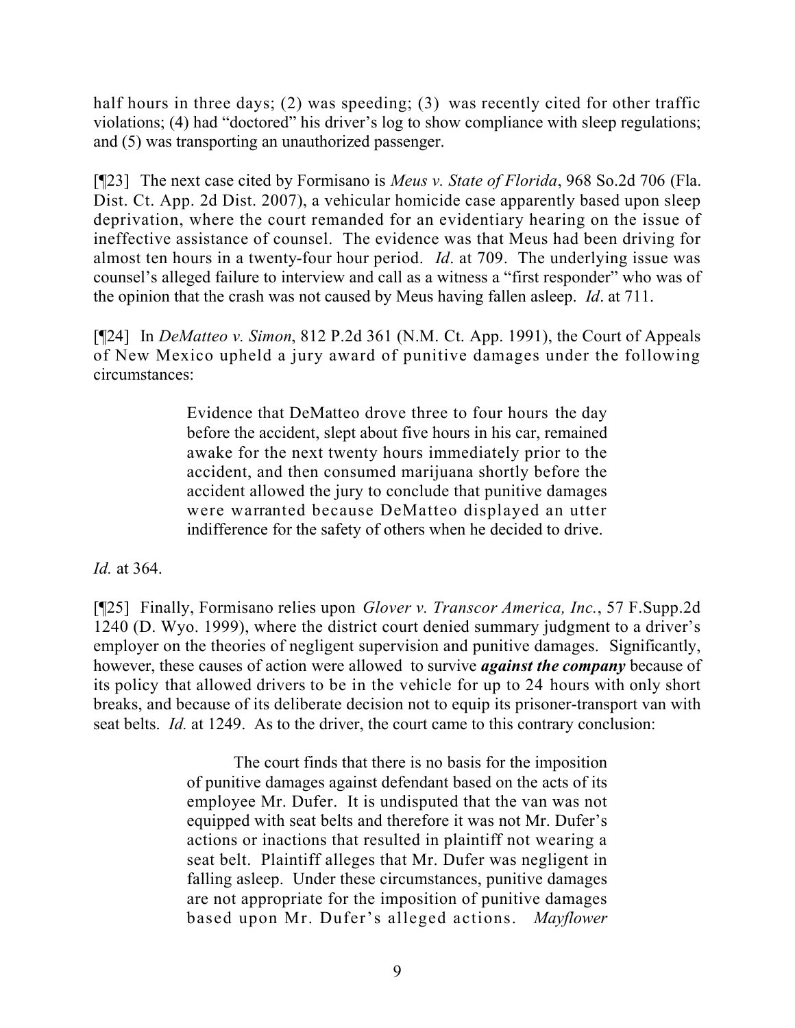half hours in three days; (2) was speeding; (3) was recently cited for other traffic violations; (4) had "doctored" his driver's log to show compliance with sleep regulations; and (5) was transporting an unauthorized passenger.

[¶23] The next case cited by Formisano is *Meus v. State of Florida*, 968 So.2d 706 (Fla. Dist. Ct. App. 2d Dist. 2007), a vehicular homicide case apparently based upon sleep deprivation, where the court remanded for an evidentiary hearing on the issue of ineffective assistance of counsel. The evidence was that Meus had been driving for almost ten hours in a twenty-four hour period. *Id*. at 709. The underlying issue was counsel's alleged failure to interview and call as a witness a "first responder" who was of the opinion that the crash was not caused by Meus having fallen asleep. *Id*. at 711.

[¶24] In *DeMatteo v. Simon*, 812 P.2d 361 (N.M. Ct. App. 1991), the Court of Appeals of New Mexico upheld a jury award of punitive damages under the following circumstances:

> Evidence that DeMatteo drove three to four hours the day before the accident, slept about five hours in his car, remained awake for the next twenty hours immediately prior to the accident, and then consumed marijuana shortly before the accident allowed the jury to conclude that punitive damages were warranted because DeMatteo displayed an utter indifference for the safety of others when he decided to drive.

*Id.* at 364.

[¶25] Finally, Formisano relies upon *Glover v. Transcor America, Inc.*, 57 F.Supp.2d 1240 (D. Wyo. 1999), where the district court denied summary judgment to a driver's employer on the theories of negligent supervision and punitive damages. Significantly, however, these causes of action were allowed to survive ***against the company*** because of its policy that allowed drivers to be in the vehicle for up to 24 hours with only short breaks, and because of its deliberate decision not to equip its prisoner-transport van with seat belts. *Id.* at 1249. As to the driver, the court came to this contrary conclusion:

> The court finds that there is no basis for the imposition of punitive damages against defendant based on the acts of its employee Mr. Dufer. It is undisputed that the van was not equipped with seat belts and therefore it was not Mr. Dufer's actions or inactions that resulted in plaintiff not wearing a seat belt. Plaintiff alleges that Mr. Dufer was negligent in falling asleep. Under these circumstances, punitive damages are not appropriate for the imposition of punitive damages based upon Mr. Dufer's alleged actions. *Mayflower*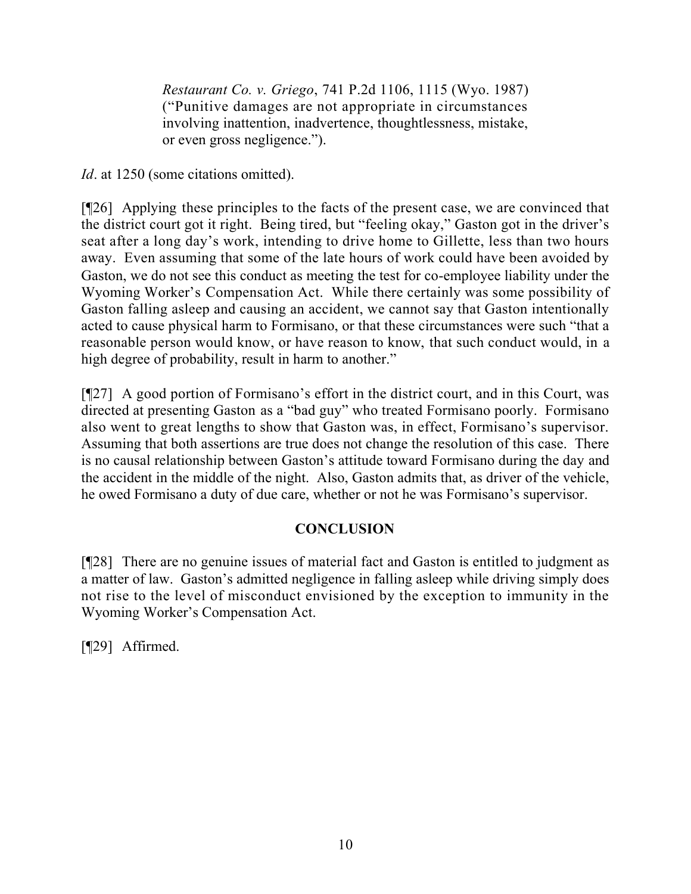> *Restaurant Co. v. Griego*, 741 P.2d 1106, 1115 (Wyo. 1987) ("Punitive damages are not appropriate in circumstances involving inattention, inadvertence, thoughtlessness, mistake, or even gross negligence.").

*Id*. at 1250 (some citations omitted).

[¶26] Applying these principles to the facts of the present case, we are convinced that the district court got it right. Being tired, but "feeling okay," Gaston got in the driver's seat after a long day's work, intending to drive home to Gillette, less than two hours away. Even assuming that some of the late hours of work could have been avoided by Gaston, we do not see this conduct as meeting the test for co-employee liability under the Wyoming Worker's Compensation Act. While there certainly was some possibility of Gaston falling asleep and causing an accident, we cannot say that Gaston intentionally acted to cause physical harm to Formisano, or that these circumstances were such "that a reasonable person would know, or have reason to know, that such conduct would, in a high degree of probability, result in harm to another."

[¶27] A good portion of Formisano's effort in the district court, and in this Court, was directed at presenting Gaston as a "bad guy" who treated Formisano poorly. Formisano also went to great lengths to show that Gaston was, in effect, Formisano's supervisor. Assuming that both assertions are true does not change the resolution of this case. There is no causal relationship between Gaston's attitude toward Formisano during the day and the accident in the middle of the night. Also, Gaston admits that, as driver of the vehicle, he owed Formisano a duty of due care, whether or not he was Formisano's supervisor.

## CONCLUSION

[¶28] There are no genuine issues of material fact and Gaston is entitled to judgment as a matter of law. Gaston's admitted negligence in falling asleep while driving simply does not rise to the level of misconduct envisioned by the exception to immunity in the Wyoming Worker's Compensation Act.

[¶29] Affirmed.